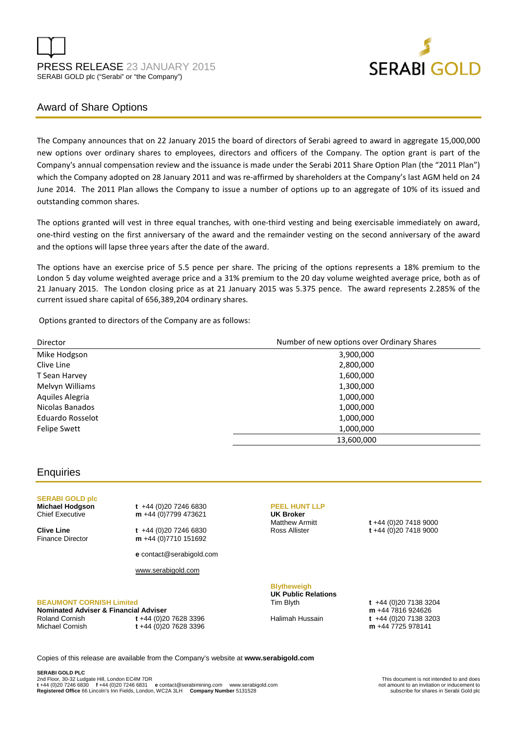PRESS RELEASE 23 JANUARY 2015

SERABI GOLD plc ("Serabi" or "the Company")

SERABI GOLD

## Award of Share Options

The Company announces that on 22 January 2015 the board of directors of Serabi agreed to award in aggregate 15,000,000 new options over ordinary shares to employees, directors and officers of the Company. The option grant is part of the Company's annual compensation review and the issuance is made under the Serabi 2011 Share Option Plan (the "2011 Plan") which the Company adopted on 28 January 2011 and was re-affirmed by shareholders at the Company's last AGM held on 24 June 2014. The 2011 Plan allows the Company to issue a number of options up to an aggregate of 10% of its issued and outstanding common shares.

The options granted will vest in three equal tranches, with one-third vesting and being exercisable immediately on award, one-third vesting on the first anniversary of the award and the remainder vesting on the second anniversary of the award and the options will lapse three years after the date of the award.

The options have an exercise price of 5.5 pence per share. The pricing of the options represents a 18% premium to the London 5 day volume weighted average price and a 31% premium to the 20 day volume weighted average price, both as of 21 January 2015. The London closing price as at 21 January 2015 was 5.375 pence. The award represents 2.285% of the current issued share capital of 656,389,204 ordinary shares.

Options granted to directors of the Company are as follows:

| Director | Number of new options over Ordinary Shares |
|---|---|
| Mike Hodgson | 3,900,000 |
| Clive Line | 2,800,000 |
| T Sean Harvey | 1,600,000 |
| Melvyn Williams | 1,300,000 |
| Aquiles Alegria | 1,000,000 |
| Nicolas Banados | 1,000,000 |
| Eduardo Rosselot | 1,000,000 |
| Felipe Swett | 1,000,000 |
| | 13,600,000 |

## Enquiries

**SERABI GOLD plc**

**Michael Hodgson** — Chief Executive
t +44 (0)20 7246 6830
m +44 (0)7799 473621

**Clive Line** — Finance Director
t +44 (0)20 7246 6830
m +44 (0)7710 151692

e contact@serabigold.com

www.serabigold.com

**BEAUMONT CORNISH Limited**
**Nominated Adviser & Financial Adviser**
Roland Cornish t +44 (0)20 7628 3396
Michael Cornish t +44 (0)20 7628 3396

**PEEL HUNT LLP**
**UK Broker**
Matthew Armitt t +44 (0)20 7418 9000
Ross Allister t +44 (0)20 7418 9000

**Blytheweigh**
**UK Public Relations**
Tim Blyth t +44 (0)20 7138 3204 m +44 7816 924626
Halimah Hussain t +44 (0)20 7138 3203 m +44 7725 978141

Copies of this release are available from the Company's website at **www.serabigold.com**

**SERABI GOLD PLC**
2nd Floor, 30-32 Ludgate Hill, London EC4M 7DR
**t** +44 (0)20 7246 6830 **f** +44 (0)20 7246 6831 **e** contact@serabimining.com www.serabigold.com
**Registered Office** 66 Lincoln's Inn Fields, London, WC2A 3LH **Company Number** 5131528

This document is not intended to and does not amount to an invitation or inducement to subscribe for shares in Serabi Gold plc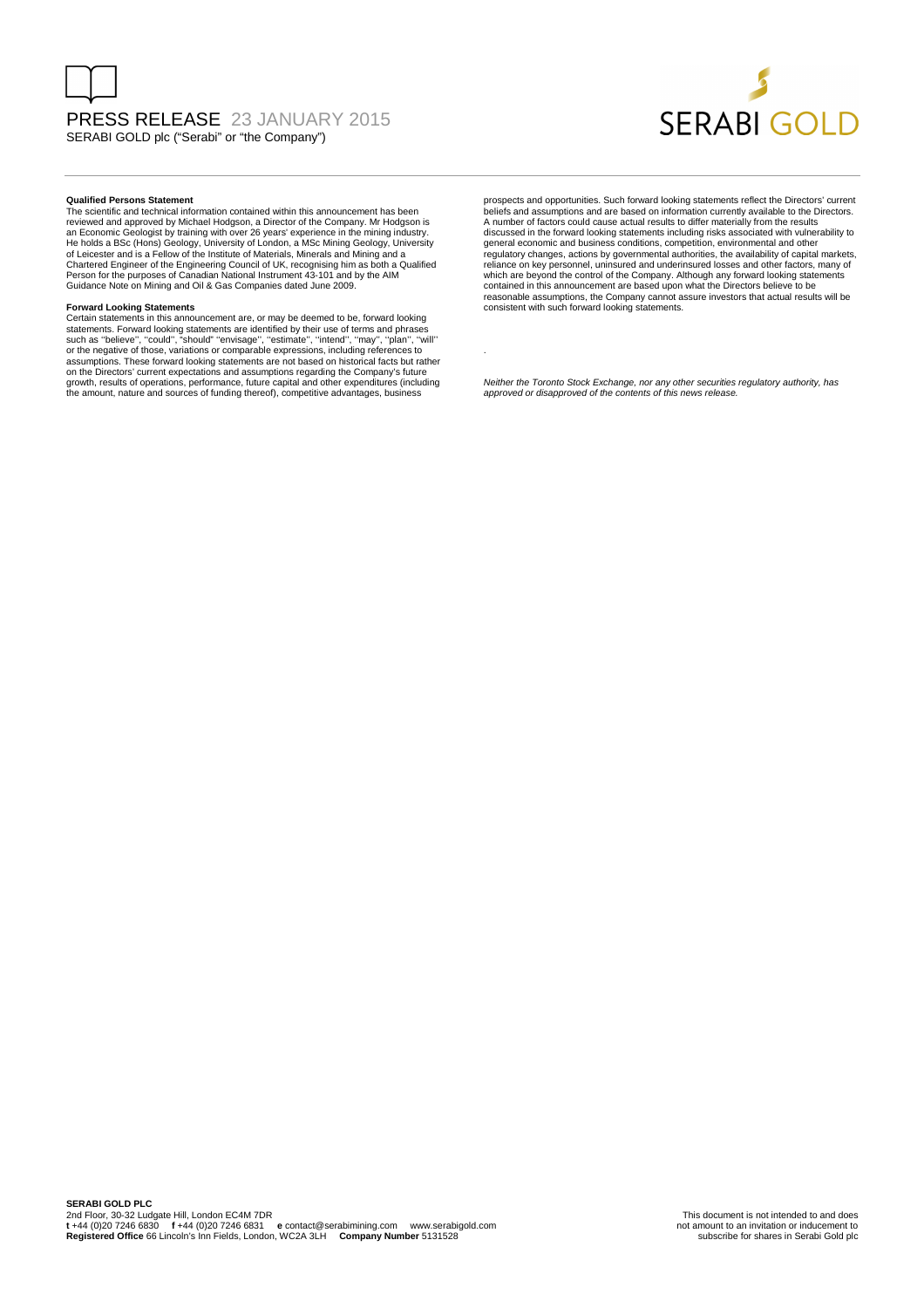### Qualified Persons Statement

The scientific and technical information contained within this announcement has been reviewed and approved by Michael Hodgson, a Director of the Company. Mr Hodgson is an Economic Geologist by training with over 26 years' experience in the mining industry. He holds a BSc (Hons) Geology, University of London, a MSc Mining Geology, University of Leicester and is a Fellow of the Institute of Materials, Minerals and Mining and a Chartered Engineer of the Engineering Council of UK, recognising him as both a Qualified Person for the purposes of Canadian National Instrument 43-101 and by the AIM Guidance Note on Mining and Oil & Gas Companies dated June 2009.

### Forward Looking Statements

Certain statements in this announcement are, or may be deemed to be, forward looking statements. Forward looking statements are identified by their use of terms and phrases such as ''believe'', ''could'', "should" ''envisage'', ''estimate'', ''intend'', ''may'', ''plan'', ''will'' or the negative of those, variations or comparable expressions, including references to assumptions. These forward looking statements are not based on historical facts but rather on the Directors' current expectations and assumptions regarding the Company's future growth, results of operations, performance, future capital and other expenditures (including the amount, nature and sources of funding thereof), competitive advantages, business prospects and opportunities. Such forward looking statements reflect the Directors' current beliefs and assumptions and are based on information currently available to the Directors. A number of factors could cause actual results to differ materially from the results discussed in the forward looking statements including risks associated with vulnerability to general economic and business conditions, competition, environmental and other regulatory changes, actions by governmental authorities, the availability of capital markets, reliance on key personnel, uninsured and underinsured losses and other factors, many of which are beyond the control of the Company. Although any forward looking statements contained in this announcement are based upon what the Directors believe to be reasonable assumptions, the Company cannot assure investors that actual results will be consistent with such forward looking statements.

*Neither the Toronto Stock Exchange, nor any other securities regulatory authority, has approved or disapproved of the contents of this news release.*